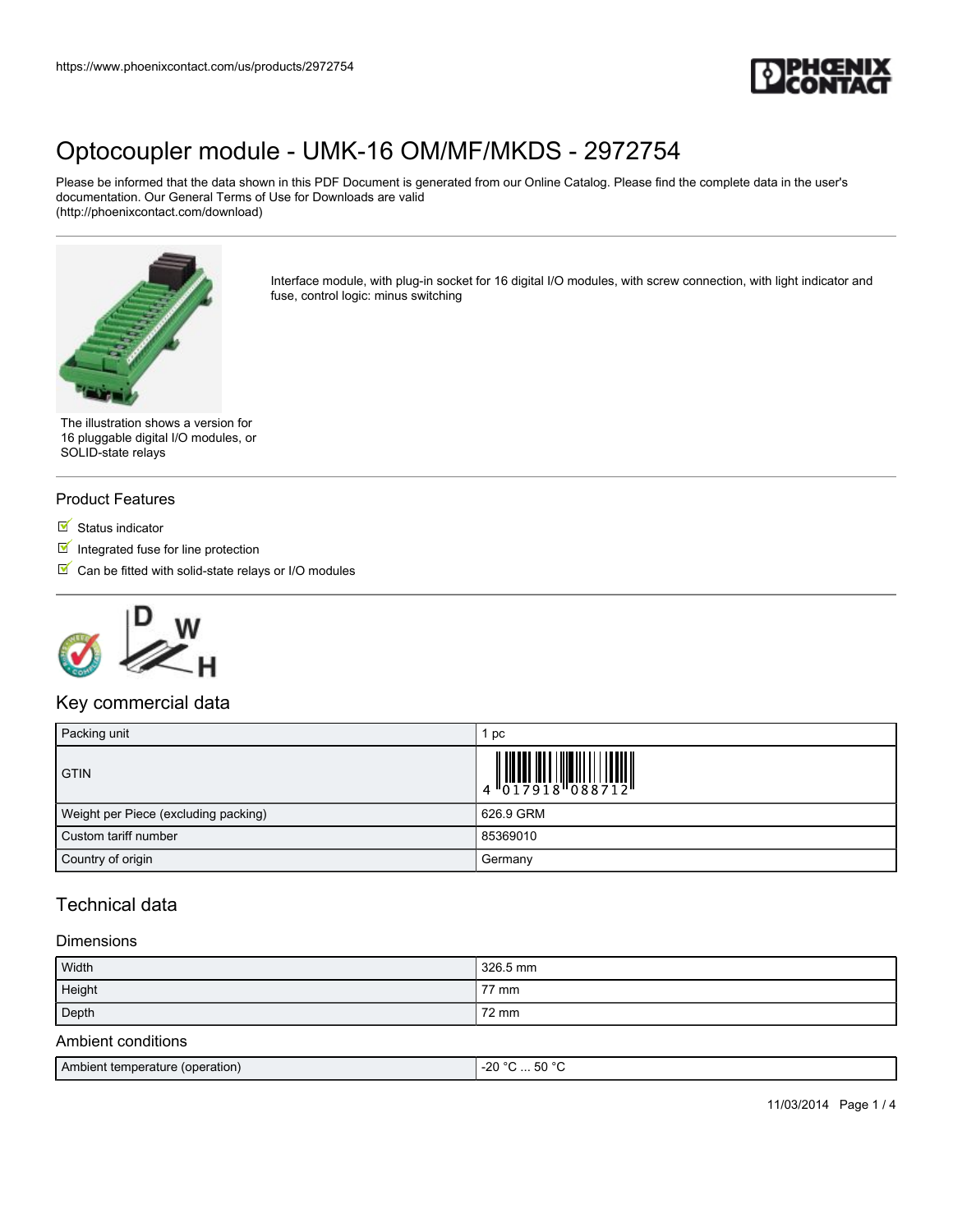# Optocoupler module - UMK-16 OM/MF/MKDS - 2972754

Please be informed that the data shown in this PDF Document is generated from our Online Catalog. Please find the complete data in the user's documentation. Our General Terms of Use for Downloads are valid (http://phoenixcontact.com/download)

Interface module, with plug-in socket for 16 digital I/O modules, with screw connection, with light indicator and fuse, control logic: minus switching

The illustration shows a version for 16 pluggable digital I/O modules, or SOLID-state relays

## Product Features

- Status indicator
- Integrated fuse for line protection
- Can be fitted with solid-state relays or I/O modules

## Key commercial data

| | |
|---|---|
| Packing unit | 1 pc |
| GTIN | 4 017918 088712 |
| Weight per Piece (excluding packing) | 626.9 GRM |
| Custom tariff number | 85369010 |
| Country of origin | Germany |

## Technical data

### Dimensions

| | |
|---|---|
| Width | 326.5 mm |
| Height | 77 mm |
| Depth | 72 mm |

### Ambient conditions

| | |
|---|---|
| Ambient temperature (operation) | -20 °C ... 50 °C |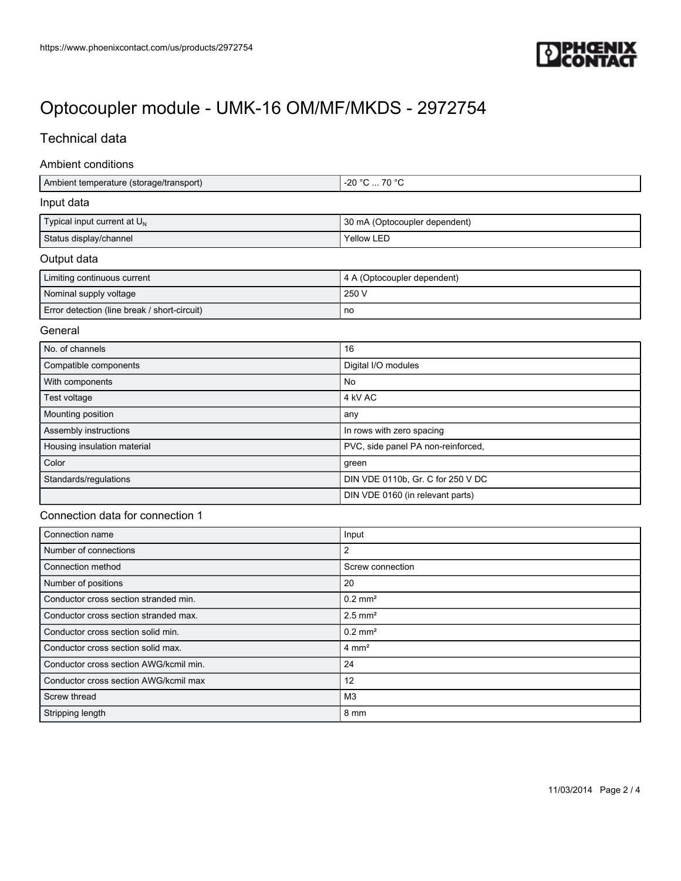# Optocoupler module - UMK-16 OM/MF/MKDS - 2972754

## Technical data

### Ambient conditions

| | |
|---|---|
| Ambient temperature (storage/transport) | -20 °C ... 70 °C |

### Input data

| | |
|---|---|
| Typical input current at $U_N$ | 30 mA (Optocoupler dependent) |
| Status display/channel | Yellow LED |

### Output data

| | |
|---|---|
| Limiting continuous current | 4 A (Optocoupler dependent) |
| Nominal supply voltage | 250 V |
| Error detection (line break / short-circuit) | no |

### General

| | |
|---|---|
| No. of channels | 16 |
| Compatible components | Digital I/O modules |
| With components | No |
| Test voltage | 4 kV AC |
| Mounting position | any |
| Assembly instructions | In rows with zero spacing |
| Housing insulation material | PVC, side panel PA non-reinforced, |
| Color | green |
| Standards/regulations | DIN VDE 0110b, Gr. C for 250 V DC |
| | DIN VDE 0160 (in relevant parts) |

### Connection data for connection 1

| | |
|---|---|
| Connection name | Input |
| Number of connections | 2 |
| Connection method | Screw connection |
| Number of positions | 20 |
| Conductor cross section stranded min. | 0.2 mm² |
| Conductor cross section stranded max. | 2.5 mm² |
| Conductor cross section solid min. | 0.2 mm² |
| Conductor cross section solid max. | 4 mm² |
| Conductor cross section AWG/kcmil min. | 24 |
| Conductor cross section AWG/kcmil max | 12 |
| Screw thread | M3 |
| Stripping length | 8 mm |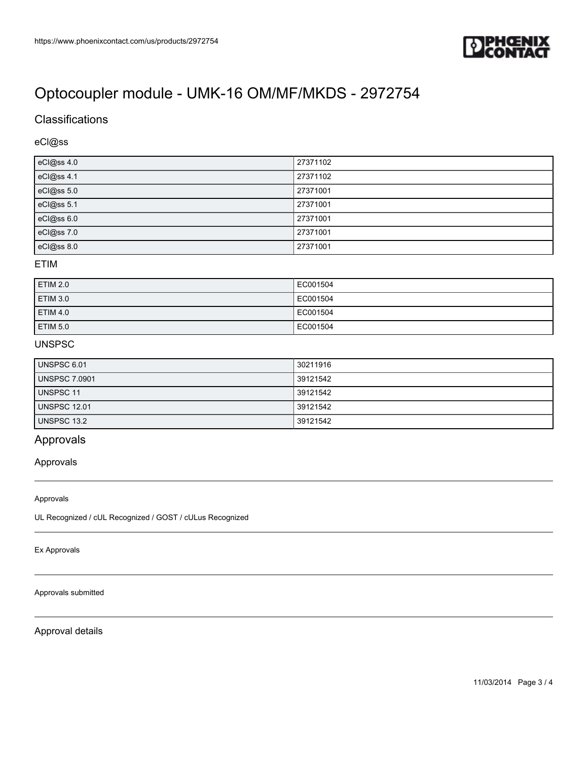# Optocoupler module - UMK-16 OM/MF/MKDS - 2972754

## Classifications

### eCl@ss

| | |
|---|---|
| eCl@ss 4.0 | 27371102 |
| eCl@ss 4.1 | 27371102 |
| eCl@ss 5.0 | 27371001 |
| eCl@ss 5.1 | 27371001 |
| eCl@ss 6.0 | 27371001 |
| eCl@ss 7.0 | 27371001 |
| eCl@ss 8.0 | 27371001 |

### ETIM

| | |
|---|---|
| ETIM 2.0 | EC001504 |
| ETIM 3.0 | EC001504 |
| ETIM 4.0 | EC001504 |
| ETIM 5.0 | EC001504 |

### UNSPSC

| | |
|---|---|
| UNSPSC 6.01 | 30211916 |
| UNSPSC 7.0901 | 39121542 |
| UNSPSC 11 | 39121542 |
| UNSPSC 12.01 | 39121542 |
| UNSPSC 13.2 | 39121542 |

## Approvals

### Approvals

Approvals

UL Recognized / cUL Recognized / GOST / cULus Recognized

Ex Approvals

Approvals submitted

### Approval details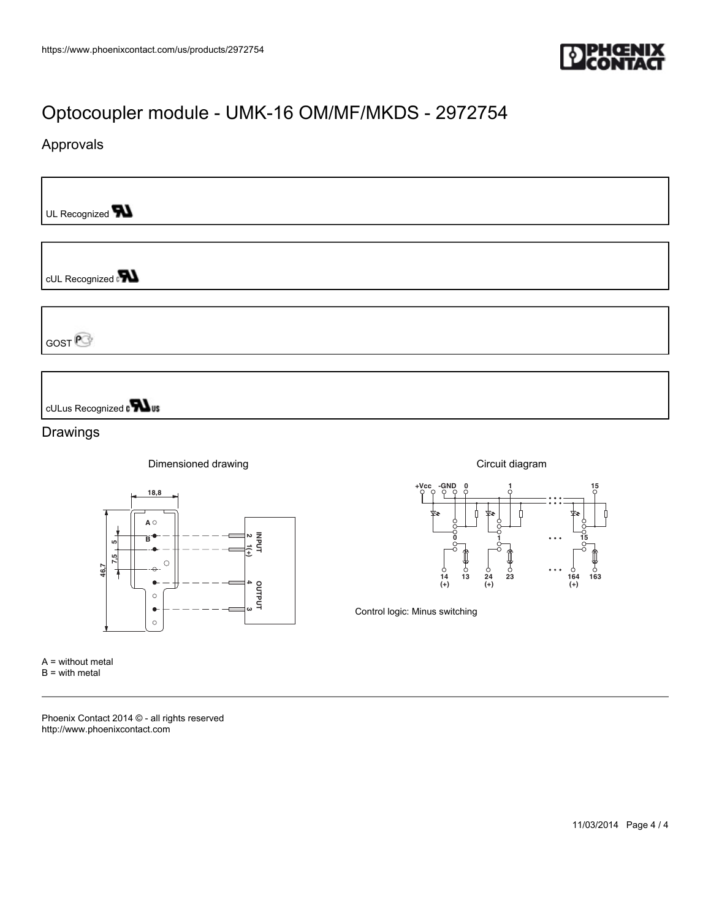# Optocoupler module - UMK-16 OM/MF/MKDS - 2972754

## Approvals

UL Recognized

cUL Recognized

GOST

cULus Recognized

## Drawings

Dimensioned drawing

18,8

A

B

5

7,5

46,7

INPUT
2 1(+)

OUTPUT
4 3

A = without metal
B = with metal

Circuit diagram

+Vcc -GND 0 1 15

0 1 15

14 (+) 13 24 (+) 23 164 (+) 163

Control logic: Minus switching

Phoenix Contact 2014 © - all rights reserved
http://www.phoenixcontact.com